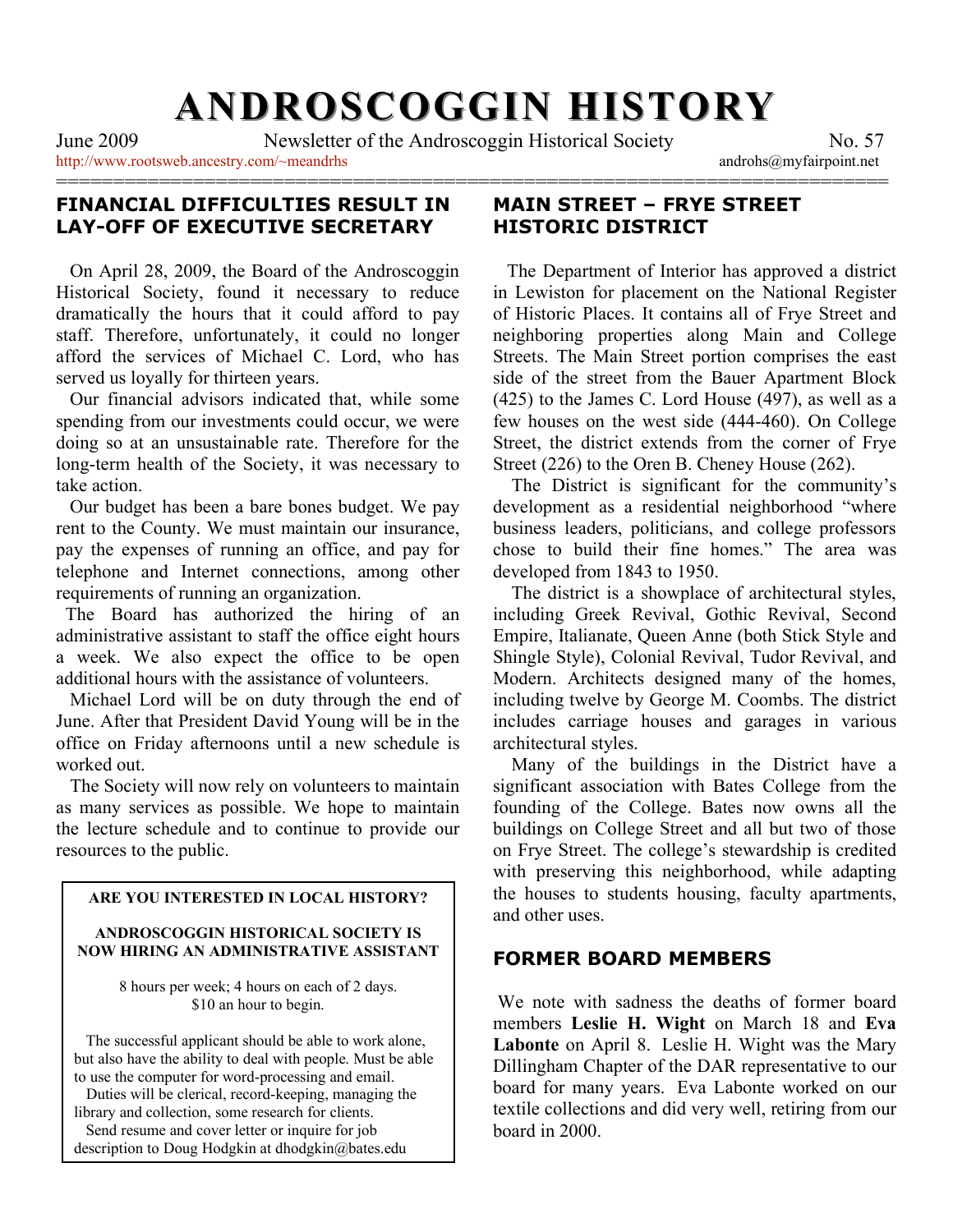# ANDROSCOGGIN HISTORY

June 2009 Newsletter of the Androscoggin Historical Society No. 57

http://www.rootsweb.ancestry.com/~meandrhs androhs@myfairpoint.net

## FINANCIAL DIFFICULTIES RESULT IN LAY-OFF OF EXECUTIVE SECRETARY

On April 28, 2009, the Board of the Androscoggin Historical Society, found it necessary to reduce dramatically the hours that it could afford to pay staff. Therefore, unfortunately, it could no longer afford the services of Michael C. Lord, who has served us loyally for thirteen years.

Our financial advisors indicated that, while some spending from our investments could occur, we were doing so at an unsustainable rate. Therefore for the long-term health of the Society, it was necessary to take action.

Our budget has been a bare bones budget. We pay rent to the County. We must maintain our insurance, pay the expenses of running an office, and pay for telephone and Internet connections, among other requirements of running an organization.

The Board has authorized the hiring of an administrative assistant to staff the office eight hours a week. We also expect the office to be open additional hours with the assistance of volunteers.

Michael Lord will be on duty through the end of June. After that President David Young will be in the office on Friday afternoons until a new schedule is worked out.

The Society will now rely on volunteers to maintain as many services as possible. We hope to maintain the lecture schedule and to continue to provide our resources to the public.

**ARE YOU INTERESTED IN LOCAL HISTORY?**

**ANDROSCOGGIN HISTORICAL SOCIETY IS NOW HIRING AN ADMINISTRATIVE ASSISTANT**

8 hours per week; 4 hours on each of 2 days. $10 an hour to begin.

The successful applicant should be able to work alone, but also have the ability to deal with people. Must be able to use the computer for word-processing and email.

Duties will be clerical, record-keeping, managing the library and collection, some research for clients.

Send resume and cover letter or inquire for job description to Doug Hodgkin at dhodgkin@bates.edu

## MAIN STREET – FRYE STREET HISTORIC DISTRICT

The Department of Interior has approved a district in Lewiston for placement on the National Register of Historic Places. It contains all of Frye Street and neighboring properties along Main and College Streets. The Main Street portion comprises the east side of the street from the Bauer Apartment Block (425) to the James C. Lord House (497), as well as a few houses on the west side (444-460). On College Street, the district extends from the corner of Frye Street (226) to the Oren B. Cheney House (262).

The District is significant for the community's development as a residential neighborhood "where business leaders, politicians, and college professors chose to build their fine homes." The area was developed from 1843 to 1950.

The district is a showplace of architectural styles, including Greek Revival, Gothic Revival, Second Empire, Italianate, Queen Anne (both Stick Style and Shingle Style), Colonial Revival, Tudor Revival, and Modern. Architects designed many of the homes, including twelve by George M. Coombs. The district includes carriage houses and garages in various architectural styles.

Many of the buildings in the District have a significant association with Bates College from the founding of the College. Bates now owns all the buildings on College Street and all but two of those on Frye Street. The college's stewardship is credited with preserving this neighborhood, while adapting the houses to students housing, faculty apartments, and other uses.

## FORMER BOARD MEMBERS

We note with sadness the deaths of former board members **Leslie H. Wight** on March 18 and **Eva Labonte** on April 8. Leslie H. Wight was the Mary Dillingham Chapter of the DAR representative to our board for many years. Eva Labonte worked on our textile collections and did very well, retiring from our board in 2000.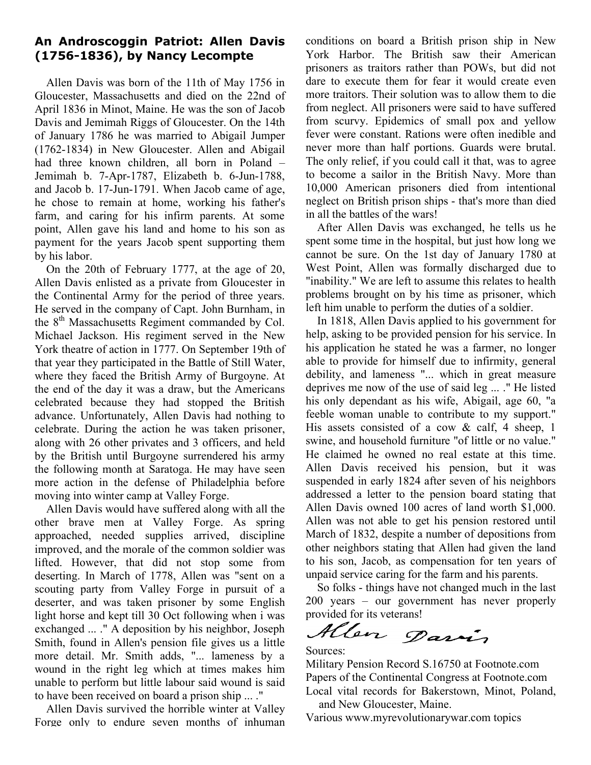## An Androscoggin Patriot: Allen Davis (1756-1836), by Nancy Lecompte

Allen Davis was born of the 11th of May 1756 in Gloucester, Massachusetts and died on the 22nd of April 1836 in Minot, Maine. He was the son of Jacob Davis and Jemimah Riggs of Gloucester. On the 14th of January 1786 he was married to Abigail Jumper (1762-1834) in New Gloucester. Allen and Abigail had three known children, all born in Poland – Jemimah b. 7-Apr-1787, Elizabeth b. 6-Jun-1788, and Jacob b. 17-Jun-1791. When Jacob came of age, he chose to remain at home, working his father's farm, and caring for his infirm parents. At some point, Allen gave his land and home to his son as payment for the years Jacob spent supporting them by his labor.

On the 20th of February 1777, at the age of 20, Allen Davis enlisted as a private from Gloucester in the Continental Army for the period of three years. He served in the company of Capt. John Burnham, in the 8th Massachusetts Regiment commanded by Col. Michael Jackson. His regiment served in the New York theatre of action in 1777. On September 19th of that year they participated in the Battle of Still Water, where they faced the British Army of Burgoyne. At the end of the day it was a draw, but the Americans celebrated because they had stopped the British advance. Unfortunately, Allen Davis had nothing to celebrate. During the action he was taken prisoner, along with 26 other privates and 3 officers, and held by the British until Burgoyne surrendered his army the following month at Saratoga. He may have seen more action in the defense of Philadelphia before moving into winter camp at Valley Forge.

Allen Davis would have suffered along with all the other brave men at Valley Forge. As spring approached, needed supplies arrived, discipline improved, and the morale of the common soldier was lifted. However, that did not stop some from deserting. In March of 1778, Allen was "sent on a scouting party from Valley Forge in pursuit of a deserter, and was taken prisoner by some English light horse and kept till 30 Oct following when i was exchanged ... ." A deposition by his neighbor, Joseph Smith, found in Allen's pension file gives us a little more detail. Mr. Smith adds, "... lameness by a wound in the right leg which at times makes him unable to perform but little labour said wound is said to have been received on board a prison ship ... ."

Allen Davis survived the horrible winter at Valley Forge only to endure seven months of inhuman conditions on board a British prison ship in New York Harbor. The British saw their American prisoners as traitors rather than POWs, but did not dare to execute them for fear it would create even more traitors. Their solution was to allow them to die from neglect. All prisoners were said to have suffered from scurvy. Epidemics of small pox and yellow fever were constant. Rations were often inedible and never more than half portions. Guards were brutal. The only relief, if you could call it that, was to agree to become a sailor in the British Navy. More than 10,000 American prisoners died from intentional neglect on British prison ships - that's more than died in all the battles of the wars!

After Allen Davis was exchanged, he tells us he spent some time in the hospital, but just how long we cannot be sure. On the 1st day of January 1780 at West Point, Allen was formally discharged due to "inability." We are left to assume this relates to health problems brought on by his time as prisoner, which left him unable to perform the duties of a soldier.

In 1818, Allen Davis applied to his government for help, asking to be provided pension for his service. In his application he stated he was a farmer, no longer able to provide for himself due to infirmity, general debility, and lameness "... which in great measure deprives me now of the use of said leg ... ." He listed his only dependant as his wife, Abigail, age 60, "a feeble woman unable to contribute to my support." His assets consisted of a cow & calf, 4 sheep, 1 swine, and household furniture "of little or no value." He claimed he owned no real estate at this time. Allen Davis received his pension, but it was suspended in early 1824 after seven of his neighbors addressed a letter to the pension board stating that Allen Davis owned 100 acres of land worth $1,000. Allen was not able to get his pension restored until March of 1832, despite a number of depositions from other neighbors stating that Allen had given the land to his son, Jacob, as compensation for ten years of unpaid service caring for the farm and his parents.

So folks - things have not changed much in the last 200 years – our government has never properly provided for its veterans!

*Allen Davis*

Sources:

Military Pension Record S.16750 at Footnote.com
Papers of the Continental Congress at Footnote.com
Local vital records for Bakerstown, Minot, Poland, and New Gloucester, Maine.
Various www.myrevolutionarywar.com topics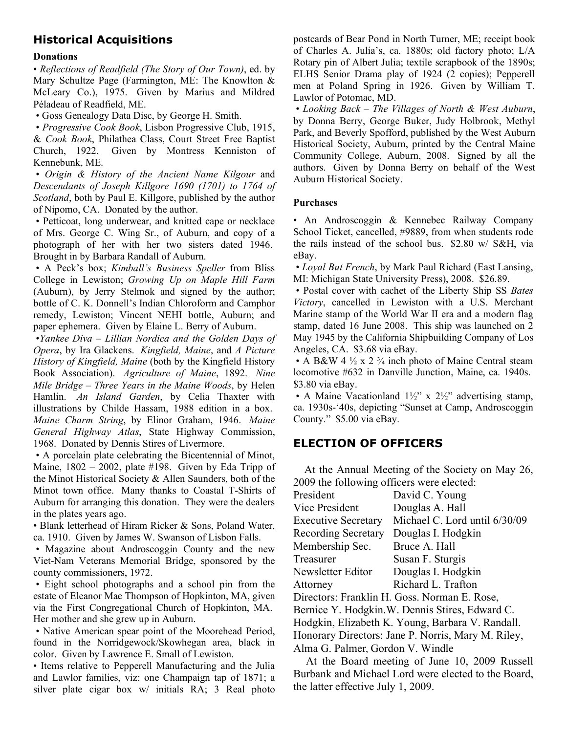## Historical Acquisitions

### Donations

• *Reflections of Readfield (The Story of Our Town)*, ed. by Mary Schultze Page (Farmington, ME: The Knowlton & McLeary Co.), 1975. Given by Marius and Mildred Péladeau of Readfield, ME.

• Goss Genealogy Data Disc, by George H. Smith.

• *Progressive Cook Book*, Lisbon Progressive Club, 1915, & *Cook Book*, Philathea Class, Court Street Free Baptist Church, 1922. Given by Montress Kenniston of Kennebunk, ME.

• *Origin & History of the Ancient Name Kilgour* and *Descendants of Joseph Killgore 1690 (1701) to 1764 of Scotland*, both by Paul E. Killgore, published by the author of Nipomo, CA. Donated by the author.

• Petticoat, long underwear, and knitted cape or necklace of Mrs. George C. Wing Sr., of Auburn, and copy of a photograph of her with her two sisters dated 1946. Brought in by Barbara Randall of Auburn.

• A Peck's box; *Kimball's Business Speller* from Bliss College in Lewiston; *Growing Up on Maple Hill Farm* (Auburn), by Jerry Stelmok and signed by the author; bottle of C. K. Donnell's Indian Chloroform and Camphor remedy, Lewiston; Vincent NEHI bottle, Auburn; and paper ephemera. Given by Elaine L. Berry of Auburn.

•*Yankee Diva – Lillian Nordica and the Golden Days of Opera*, by Ira Glackens. *Kingfield, Maine*, and *A Picture History of Kingfield, Maine* (both by the Kingfield History Book Association). *Agriculture of Maine*, 1892. *Nine Mile Bridge – Three Years in the Maine Woods*, by Helen Hamlin. *An Island Garden*, by Celia Thaxter with illustrations by Childe Hassam, 1988 edition in a box. *Maine Charm String*, by Elinor Graham, 1946. *Maine General Highway Atlas*, State Highway Commission, 1968. Donated by Dennis Stires of Livermore.

• A porcelain plate celebrating the Bicentennial of Minot, Maine, 1802 – 2002, plate #198. Given by Eda Tripp of the Minot Historical Society & Allen Saunders, both of the Minot town office. Many thanks to Coastal T-Shirts of Auburn for arranging this donation. They were the dealers in the plates years ago.

• Blank letterhead of Hiram Ricker & Sons, Poland Water, ca. 1910. Given by James W. Swanson of Lisbon Falls.

• Magazine about Androscoggin County and the new Viet-Nam Veterans Memorial Bridge, sponsored by the county commissioners, 1972.

• Eight school photographs and a school pin from the estate of Eleanor Mae Thompson of Hopkinton, MA, given via the First Congregational Church of Hopkinton, MA. Her mother and she grew up in Auburn.

• Native American spear point of the Moorehead Period, found in the Norridgewock/Skowhegan area, black in color. Given by Lawrence E. Small of Lewiston.

• Items relative to Pepperell Manufacturing and the Julia and Lawlor families, viz: one Champaign tap of 1871; a silver plate cigar box w/ initials RA; 3 Real photo postcards of Bear Pond in North Turner, ME; receipt book of Charles A. Julia's, ca. 1880s; old factory photo; L/A Rotary pin of Albert Julia; textile scrapbook of the 1890s; ELHS Senior Drama play of 1924 (2 copies); Pepperell men at Poland Spring in 1926. Given by William T. Lawlor of Potomac, MD.

• *Looking Back – The Villages of North & West Auburn*, by Donna Berry, George Buker, Judy Holbrook, Methyl Park, and Beverly Spofford, published by the West Auburn Historical Society, Auburn, printed by the Central Maine Community College, Auburn, 2008. Signed by all the authors. Given by Donna Berry on behalf of the West Auburn Historical Society.

### Purchases

• An Androscoggin & Kennebec Railway Company School Ticket, cancelled, #9889, from when students rode the rails instead of the school bus. $2.80 w/ S&H, via eBay.

• *Loyal But French*, by Mark Paul Richard (East Lansing, MI: Michigan State University Press), 2008. $26.89.

• Postal cover with cachet of the Liberty Ship SS *Bates Victory*, cancelled in Lewiston with a U.S. Merchant Marine stamp of the World War II era and a modern flag stamp, dated 16 June 2008. This ship was launched on 2 May 1945 by the California Shipbuilding Company of Los Angeles, CA. $3.68 via eBay.

• A B&W 4 ½ x 2 ¾ inch photo of Maine Central steam locomotive #632 in Danville Junction, Maine, ca. 1940s. $3.80 via eBay.

• A Maine Vacationland 1½" x 2½" advertising stamp, ca. 1930s-'40s, depicting "Sunset at Camp, Androscoggin County." $5.00 via eBay.

## ELECTION OF OFFICERS

At the Annual Meeting of the Society on May 26, 2009 the following officers were elected:

| | |
|---|---|
| President | David C. Young |
| Vice President | Douglas A. Hall |
| Executive Secretary | Michael C. Lord until 6/30/09 |
| Recording Secretary | Douglas I. Hodgkin |
| Membership Sec. | Bruce A. Hall |
| Treasurer | Susan F. Sturgis |
| Newsletter Editor | Douglas I. Hodgkin |
| Attorney | Richard L. Trafton |

Directors: Franklin H. Goss. Norman E. Rose, Bernice Y. Hodgkin.W. Dennis Stires, Edward C. Hodgkin, Elizabeth K. Young, Barbara V. Randall.

Honorary Directors: Jane P. Norris, Mary M. Riley, Alma G. Palmer, Gordon V. Windle

At the Board meeting of June 10, 2009 Russell Burbank and Michael Lord were elected to the Board, the latter effective July 1, 2009.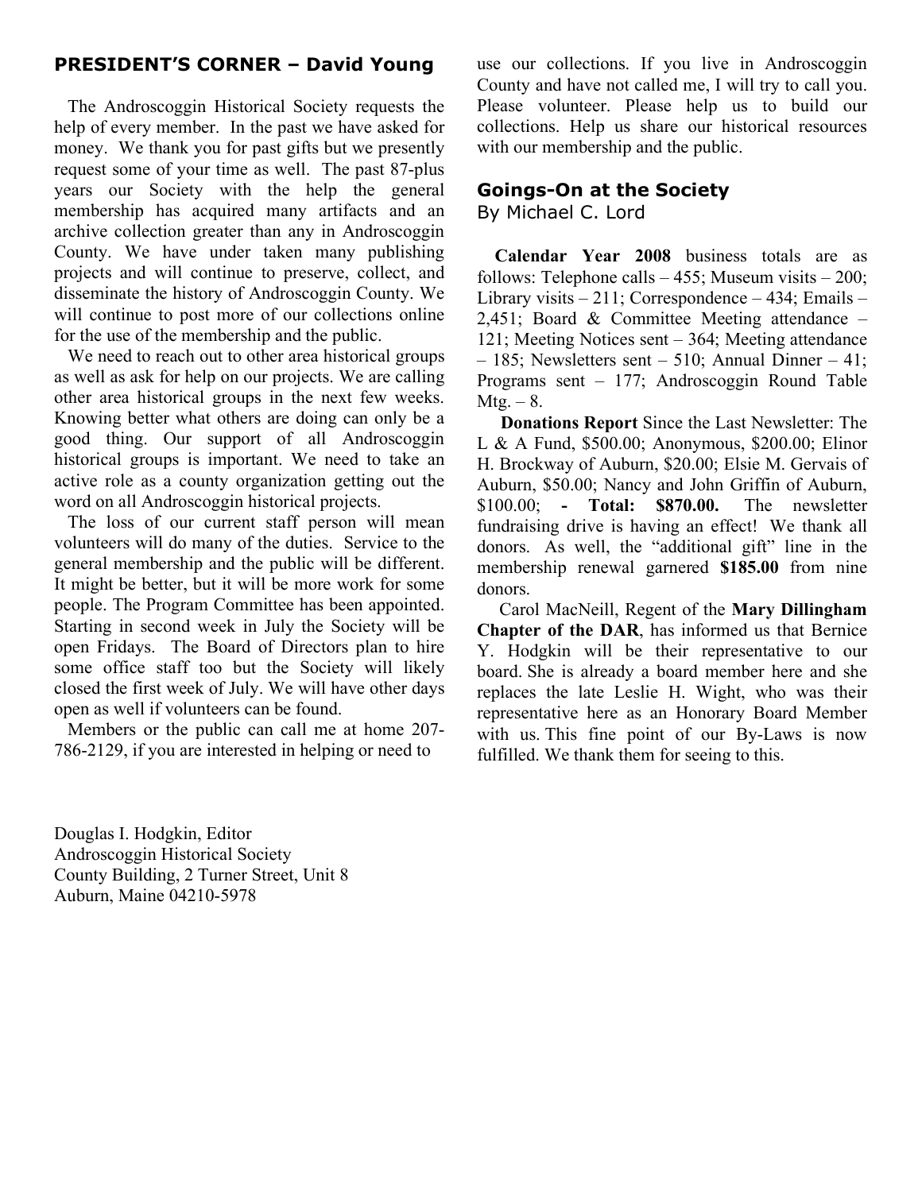## PRESIDENT'S CORNER – David Young

The Androscoggin Historical Society requests the help of every member. In the past we have asked for money. We thank you for past gifts but we presently request some of your time as well. The past 87-plus years our Society with the help the general membership has acquired many artifacts and an archive collection greater than any in Androscoggin County. We have under taken many publishing projects and will continue to preserve, collect, and disseminate the history of Androscoggin County. We will continue to post more of our collections online for the use of the membership and the public.

We need to reach out to other area historical groups as well as ask for help on our projects. We are calling other area historical groups in the next few weeks. Knowing better what others are doing can only be a good thing. Our support of all Androscoggin historical groups is important. We need to take an active role as a county organization getting out the word on all Androscoggin historical projects.

The loss of our current staff person will mean volunteers will do many of the duties. Service to the general membership and the public will be different. It might be better, but it will be more work for some people. The Program Committee has been appointed. Starting in second week in July the Society will be open Fridays. The Board of Directors plan to hire some office staff too but the Society will likely closed the first week of July. We will have other days open as well if volunteers can be found.

Members or the public can call me at home 207-786-2129, if you are interested in helping or need to use our collections. If you live in Androscoggin County and have not called me, I will try to call you. Please volunteer. Please help us to build our collections. Help us share our historical resources with our membership and the public.

## Goings-On at the Society

By Michael C. Lord

**Calendar Year 2008** business totals are as follows: Telephone calls – 455; Museum visits – 200; Library visits – 211; Correspondence – 434; Emails – 2,451; Board & Committee Meeting attendance – 121; Meeting Notices sent – 364; Meeting attendance – 185; Newsletters sent – 510; Annual Dinner – 41; Programs sent – 177; Androscoggin Round Table Mtg. – 8.

**Donations Report** Since the Last Newsletter: The L & A Fund, $500.00; Anonymous, $200.00; Elinor H. Brockway of Auburn, $20.00; Elsie M. Gervais of Auburn, $50.00; Nancy and John Griffin of Auburn, $100.00; **- Total: $870.00.** The newsletter fundraising drive is having an effect! We thank all donors. As well, the "additional gift" line in the membership renewal garnered **$185.00** from nine donors.

Carol MacNeill, Regent of the **Mary Dillingham Chapter of the DAR**, has informed us that Bernice Y. Hodgkin will be their representative to our board. She is already a board member here and she replaces the late Leslie H. Wight, who was their representative here as an Honorary Board Member with us. This fine point of our By-Laws is now fulfilled. We thank them for seeing to this.

Douglas I. Hodgkin, Editor
Androscoggin Historical Society
County Building, 2 Turner Street, Unit 8
Auburn, Maine 04210-5978